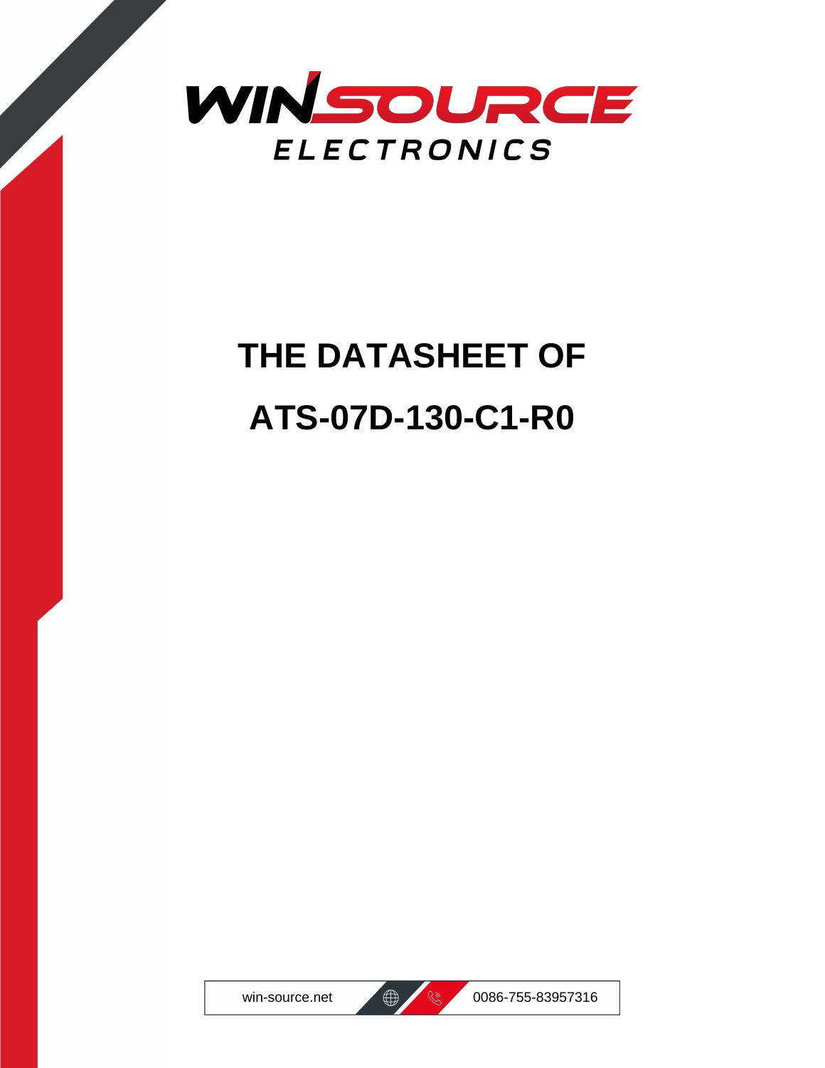WINSOURCE ELECTRONICS

# THE DATASHEET OF

# ATS-07D-130-C1-R0

win-source.net

0086-755-83957316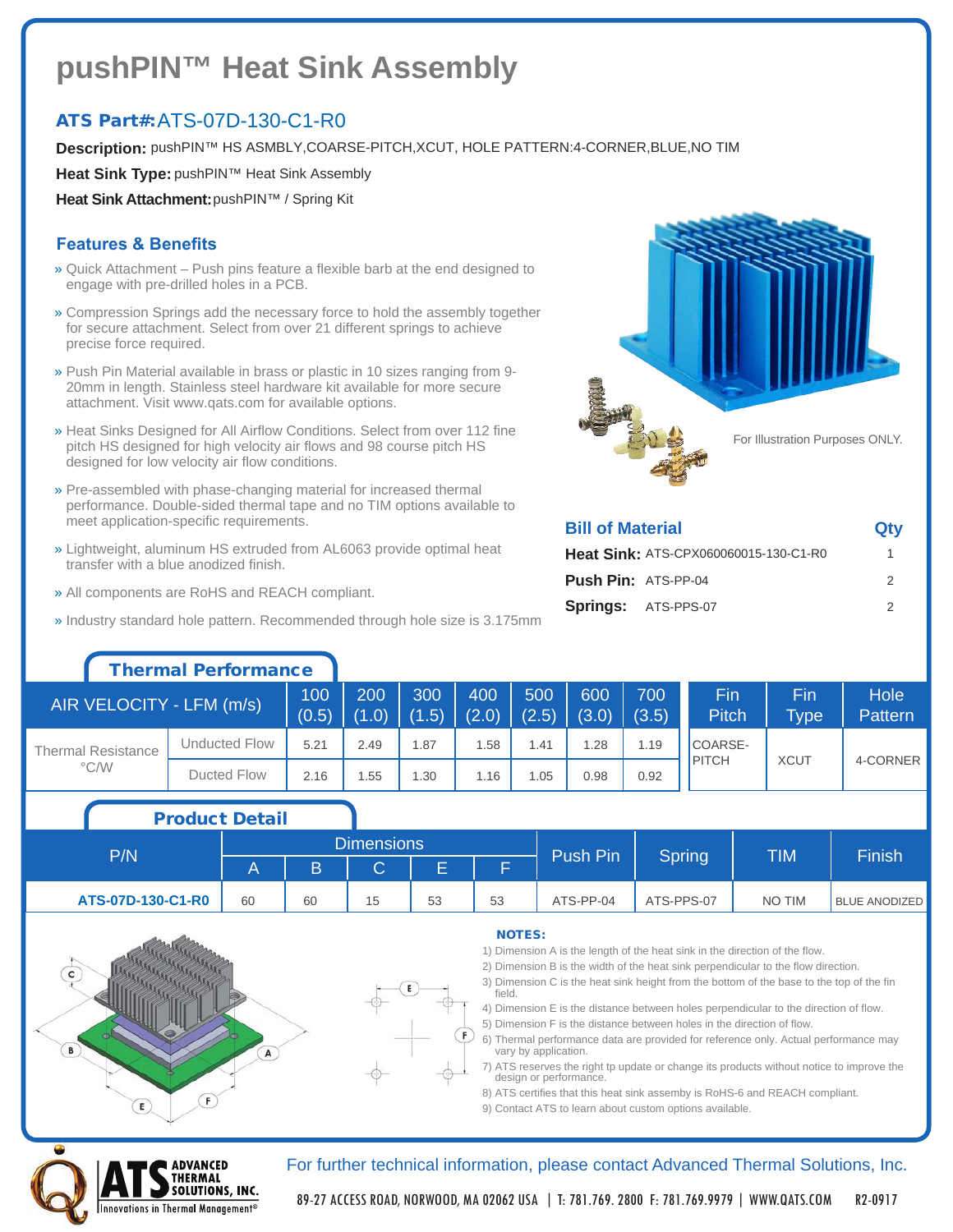# pushPIN™ Heat Sink Assembly

## ATS Part#: ATS-07D-130-C1-R0

**Description:** pushPIN™ HS ASMBLY,COARSE-PITCH,XCUT, HOLE PATTERN:4-CORNER,BLUE,NO TIM

**Heat Sink Type:** pushPIN™ Heat Sink Assembly

**Heat Sink Attachment:** pushPIN™ / Spring Kit

### Features & Benefits

- Quick Attachment – Push pins feature a flexible barb at the end designed to engage with pre-drilled holes in a PCB.
- Compression Springs add the necessary force to hold the assembly together for secure attachment. Select from over 21 different springs to achieve precise force required.
- Push Pin Material available in brass or plastic in 10 sizes ranging from 9-20mm in length. Stainless steel hardware kit available for more secure attachment. Visit www.qats.com for available options.
- Heat Sinks Designed for All Airflow Conditions. Select from over 112 fine pitch HS designed for high velocity air flows and 98 course pitch HS designed for low velocity air flow conditions.
- Pre-assembled with phase-changing material for increased thermal performance. Double-sided thermal tape and no TIM options available to meet application-specific requirements.
- Lightweight, aluminum HS extruded from AL6063 provide optimal heat transfer with a blue anodized finish.
- All components are RoHS and REACH compliant.
- Industry standard hole pattern. Recommended through hole size is 3.175mm

For Illustration Purposes ONLY.

| Bill of Material | | Qty |
|---|---|---|
| **Heat Sink:** | ATS-CPX060060015-130-C1-R0 | 1 |
| **Push Pin:** | ATS-PP-04 | 2 |
| **Springs:** | ATS-PPS-07 | 2 |

### Thermal Performance

| AIR VELOCITY - LFM (m/s) | | 100 (0.5) | 200 (1.0) | 300 (1.5) | 400 (2.0) | 500 (2.5) | 600 (3.0) | 700 (3.5) | Fin Pitch | Fin Type | Hole Pattern |
|---|---|---|---|---|---|---|---|---|---|---|---|
| Thermal Resistance °C/W | Unducted Flow | 5.21 | 2.49 | 1.87 | 1.58 | 1.41 | 1.28 | 1.19 | COARSE-PITCH | XCUT | 4-CORNER |
| | Ducted Flow | 2.16 | 1.55 | 1.30 | 1.16 | 1.05 | 0.98 | 0.92 | | | |

### Product Detail

| P/N | Dimensions | | | | | Push Pin | Spring | TIM | Finish |
|---|---|---|---|---|---|---|---|---|---|
| | A | B | C | E | F | | | | |
| **ATS-07D-130-C1-R0** | 60 | 60 | 15 | 53 | 53 | ATS-PP-04 | ATS-PPS-07 | NO TIM | BLUE ANODIZED |

**NOTES:**

1) Dimension A is the length of the heat sink in the direction of the flow.
2) Dimension B is the width of the heat sink perpendicular to the flow direction.
3) Dimension C is the heat sink height from the bottom of the base to the top of the fin field.
4) Dimension E is the distance between holes perpendicular to the direction of flow.
5) Dimension F is the distance between holes in the direction of flow.
6) Thermal performance data are provided for reference only. Actual performance may vary by application.
7) ATS reserves the right tp update or change its products without notice to improve the design or performance.
8) ATS certifies that this heat sink assemby is RoHS-6 and REACH compliant.
9) Contact ATS to learn about custom options available.

For further technical information, please contact Advanced Thermal Solutions, Inc.

89-27 ACCESS ROAD, NORWOOD, MA 02062 USA | T: 781.769. 2800 F: 781.769.9979 | WWW.QATS.COM R2-0917